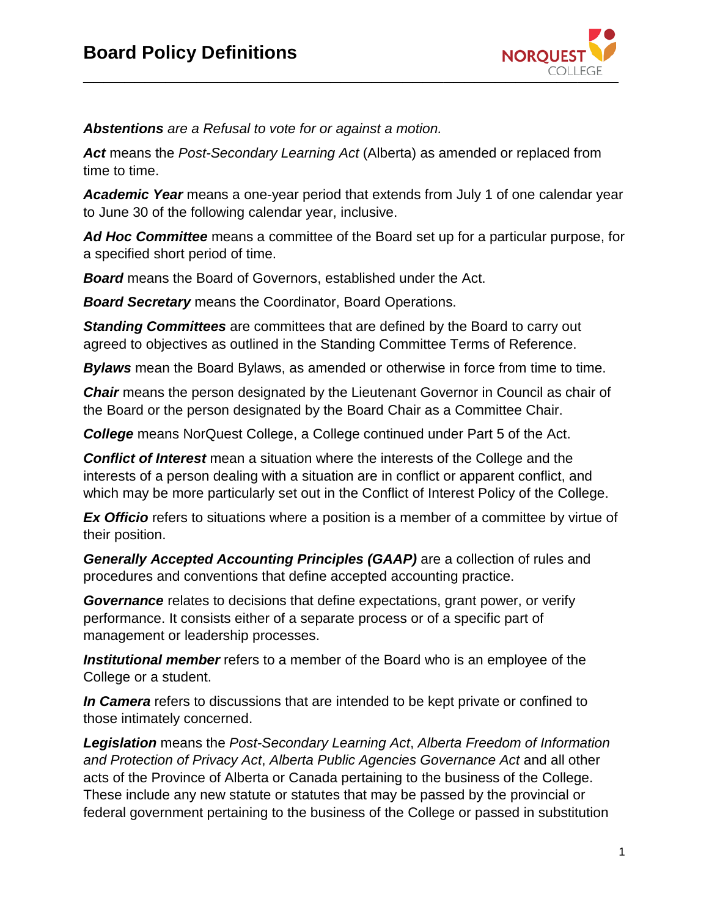# Board Policy Definitions

***Abstentions** are a Refusal to vote for or against a motion.*

**Act** means the *Post-Secondary Learning Act* (Alberta) as amended or replaced from time to time.

**Academic Year** means a one-year period that extends from July 1 of one calendar year to June 30 of the following calendar year, inclusive.

**Ad Hoc Committee** means a committee of the Board set up for a particular purpose, for a specified short period of time.

**Board** means the Board of Governors, established under the Act.

**Board Secretary** means the Coordinator, Board Operations.

**Standing Committees** are committees that are defined by the Board to carry out agreed to objectives as outlined in the Standing Committee Terms of Reference.

**Bylaws** mean the Board Bylaws, as amended or otherwise in force from time to time.

**Chair** means the person designated by the Lieutenant Governor in Council as chair of the Board or the person designated by the Board Chair as a Committee Chair.

**College** means NorQuest College, a College continued under Part 5 of the Act.

**Conflict of Interest** mean a situation where the interests of the College and the interests of a person dealing with a situation are in conflict or apparent conflict, and which may be more particularly set out in the Conflict of Interest Policy of the College.

**Ex Officio** refers to situations where a position is a member of a committee by virtue of their position.

**Generally Accepted Accounting Principles (GAAP)** are a collection of rules and procedures and conventions that define accepted accounting practice.

**Governance** relates to decisions that define expectations, grant power, or verify performance. It consists either of a separate process or of a specific part of management or leadership processes.

**Institutional member** refers to a member of the Board who is an employee of the College or a student.

**In Camera** refers to discussions that are intended to be kept private or confined to those intimately concerned.

**Legislation** means the *Post-Secondary Learning Act*, *Alberta Freedom of Information and Protection of Privacy Act*, *Alberta Public Agencies Governance Act* and all other acts of the Province of Alberta or Canada pertaining to the business of the College. These include any new statute or statutes that may be passed by the provincial or federal government pertaining to the business of the College or passed in substitution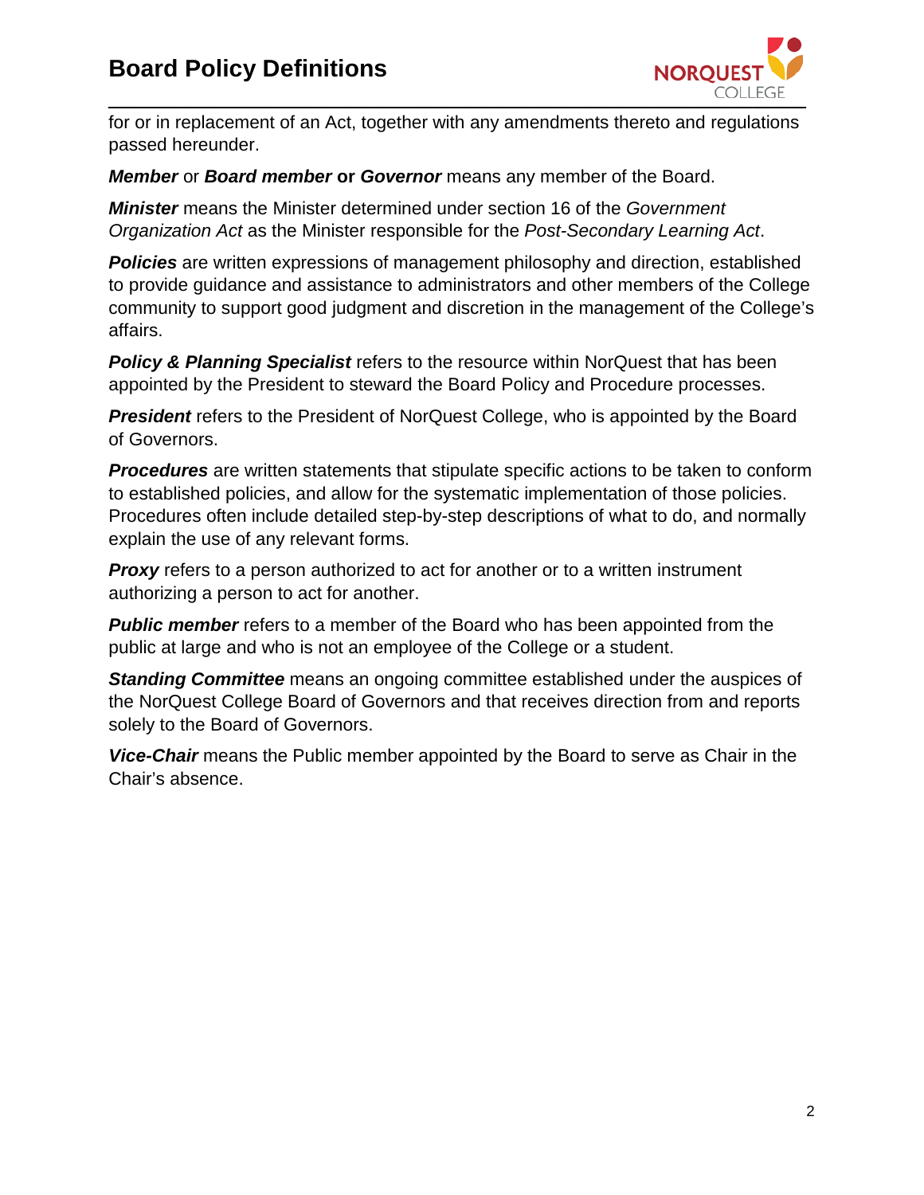for or in replacement of an Act, together with any amendments thereto and regulations passed hereunder.

***Member*** or ***Board member*** **or** ***Governor*** means any member of the Board.

***Minister*** means the Minister determined under section 16 of the *Government Organization Act* as the Minister responsible for the *Post-Secondary Learning Act*.

***Policies*** are written expressions of management philosophy and direction, established to provide guidance and assistance to administrators and other members of the College community to support good judgment and discretion in the management of the College's affairs.

***Policy & Planning Specialist*** refers to the resource within NorQuest that has been appointed by the President to steward the Board Policy and Procedure processes.

***President*** refers to the President of NorQuest College, who is appointed by the Board of Governors.

***Procedures*** are written statements that stipulate specific actions to be taken to conform to established policies, and allow for the systematic implementation of those policies. Procedures often include detailed step-by-step descriptions of what to do, and normally explain the use of any relevant forms.

***Proxy*** refers to a person authorized to act for another or to a written instrument authorizing a person to act for another.

***Public member*** refers to a member of the Board who has been appointed from the public at large and who is not an employee of the College or a student.

***Standing Committee*** means an ongoing committee established under the auspices of the NorQuest College Board of Governors and that receives direction from and reports solely to the Board of Governors.

***Vice-Chair*** means the Public member appointed by the Board to serve as Chair in the Chair's absence.